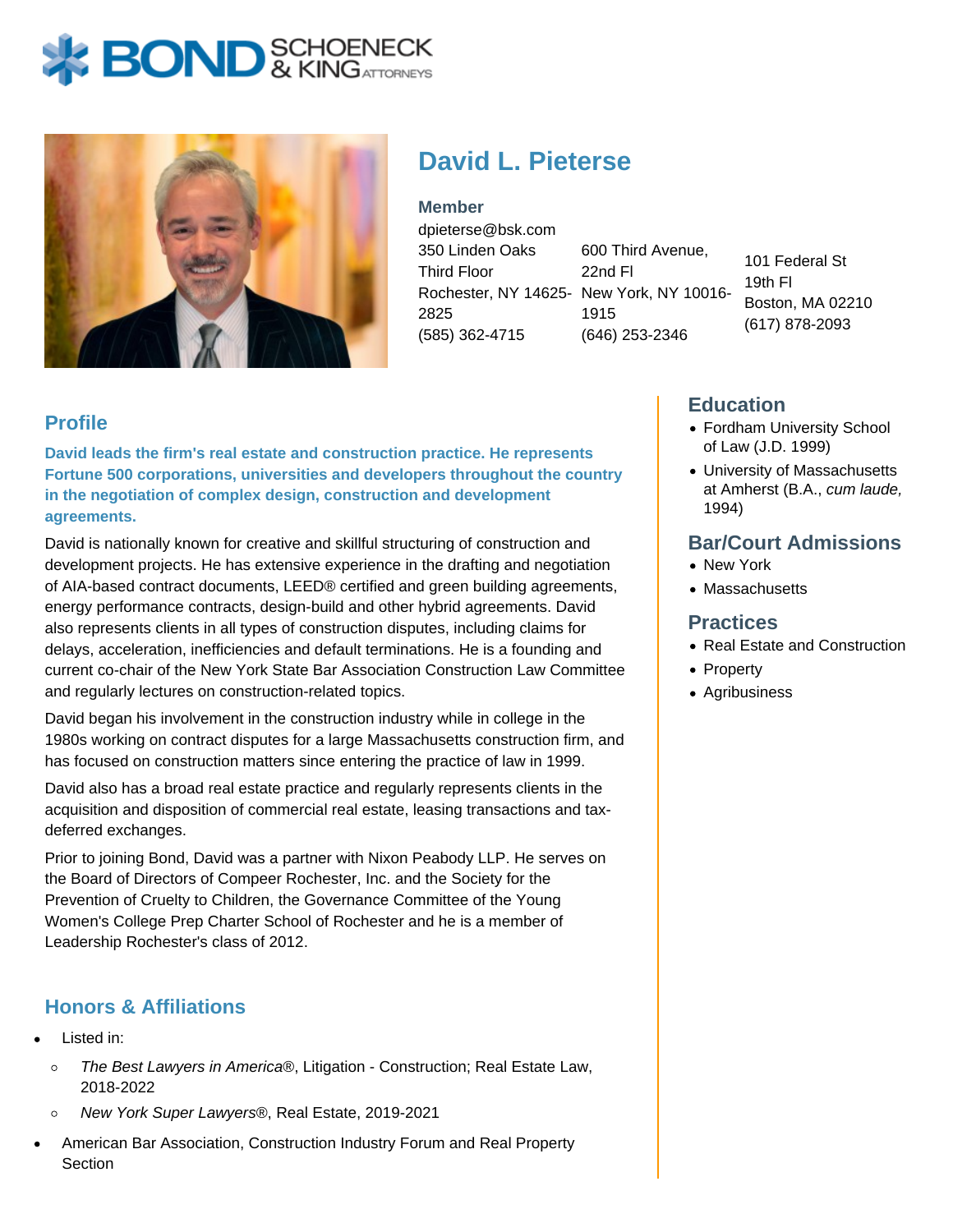# David L. Pieterse

**Member**

dpieterse@bsk.com

350 Linden Oaks
Third Floor
Rochester, NY 14625-2825
(585) 362-4715

600 Third Avenue, 22nd Fl
New York, NY 10016-1915
(646) 253-2346

101 Federal St
19th Fl
Boston, MA 02210
(617) 878-2093

## Profile

**David leads the firm's real estate and construction practice. He represents Fortune 500 corporations, universities and developers throughout the country in the negotiation of complex design, construction and development agreements.**

David is nationally known for creative and skillful structuring of construction and development projects. He has extensive experience in the drafting and negotiation of AIA-based contract documents, LEED® certified and green building agreements, energy performance contracts, design-build and other hybrid agreements. David also represents clients in all types of construction disputes, including claims for delays, acceleration, inefficiencies and default terminations. He is a founding and current co-chair of the New York State Bar Association Construction Law Committee and regularly lectures on construction-related topics.

David began his involvement in the construction industry while in college in the 1980s working on contract disputes for a large Massachusetts construction firm, and has focused on construction matters since entering the practice of law in 1999.

David also has a broad real estate practice and regularly represents clients in the acquisition and disposition of commercial real estate, leasing transactions and tax-deferred exchanges.

Prior to joining Bond, David was a partner with Nixon Peabody LLP. He serves on the Board of Directors of Compeer Rochester, Inc. and the Society for the Prevention of Cruelty to Children, the Governance Committee of the Young Women's College Prep Charter School of Rochester and he is a member of Leadership Rochester's class of 2012.

## Honors & Affiliations

- Listed in:
  - *The Best Lawyers in America*®, Litigation - Construction; Real Estate Law, 2018-2022
  - *New York Super Lawyers*®, Real Estate, 2019-2021
- American Bar Association, Construction Industry Forum and Real Property Section

## Education

- Fordham University School of Law (J.D. 1999)
- University of Massachusetts at Amherst (B.A., *cum laude,* 1994)

## Bar/Court Admissions

- New York
- Massachusetts

## Practices

- Real Estate and Construction
- Property
- Agribusiness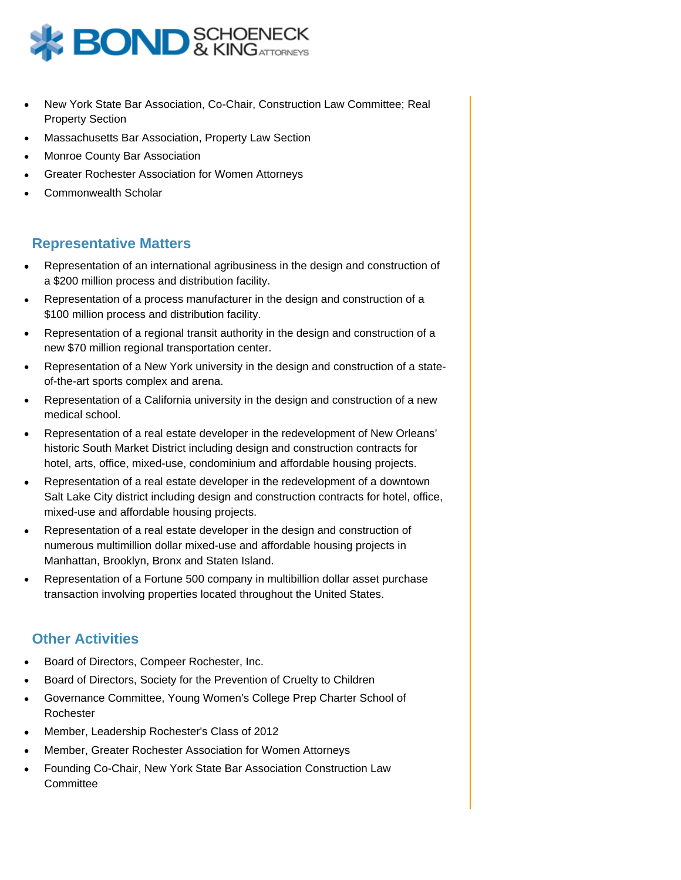- New York State Bar Association, Co-Chair, Construction Law Committee; Real Property Section
- Massachusetts Bar Association, Property Law Section
- Monroe County Bar Association
- Greater Rochester Association for Women Attorneys
- Commonwealth Scholar

## Representative Matters

- Representation of an international agribusiness in the design and construction of a $200 million process and distribution facility.
- Representation of a process manufacturer in the design and construction of a $100 million process and distribution facility.
- Representation of a regional transit authority in the design and construction of a new $70 million regional transportation center.
- Representation of a New York university in the design and construction of a state-of-the-art sports complex and arena.
- Representation of a California university in the design and construction of a new medical school.
- Representation of a real estate developer in the redevelopment of New Orleans' historic South Market District including design and construction contracts for hotel, arts, office, mixed-use, condominium and affordable housing projects.
- Representation of a real estate developer in the redevelopment of a downtown Salt Lake City district including design and construction contracts for hotel, office, mixed-use and affordable housing projects.
- Representation of a real estate developer in the design and construction of numerous multimillion dollar mixed-use and affordable housing projects in Manhattan, Brooklyn, Bronx and Staten Island.
- Representation of a Fortune 500 company in multibillion dollar asset purchase transaction involving properties located throughout the United States.

## Other Activities

- Board of Directors, Compeer Rochester, Inc.
- Board of Directors, Society for the Prevention of Cruelty to Children
- Governance Committee, Young Women's College Prep Charter School of Rochester
- Member, Leadership Rochester's Class of 2012
- Member, Greater Rochester Association for Women Attorneys
- Founding Co-Chair, New York State Bar Association Construction Law Committee